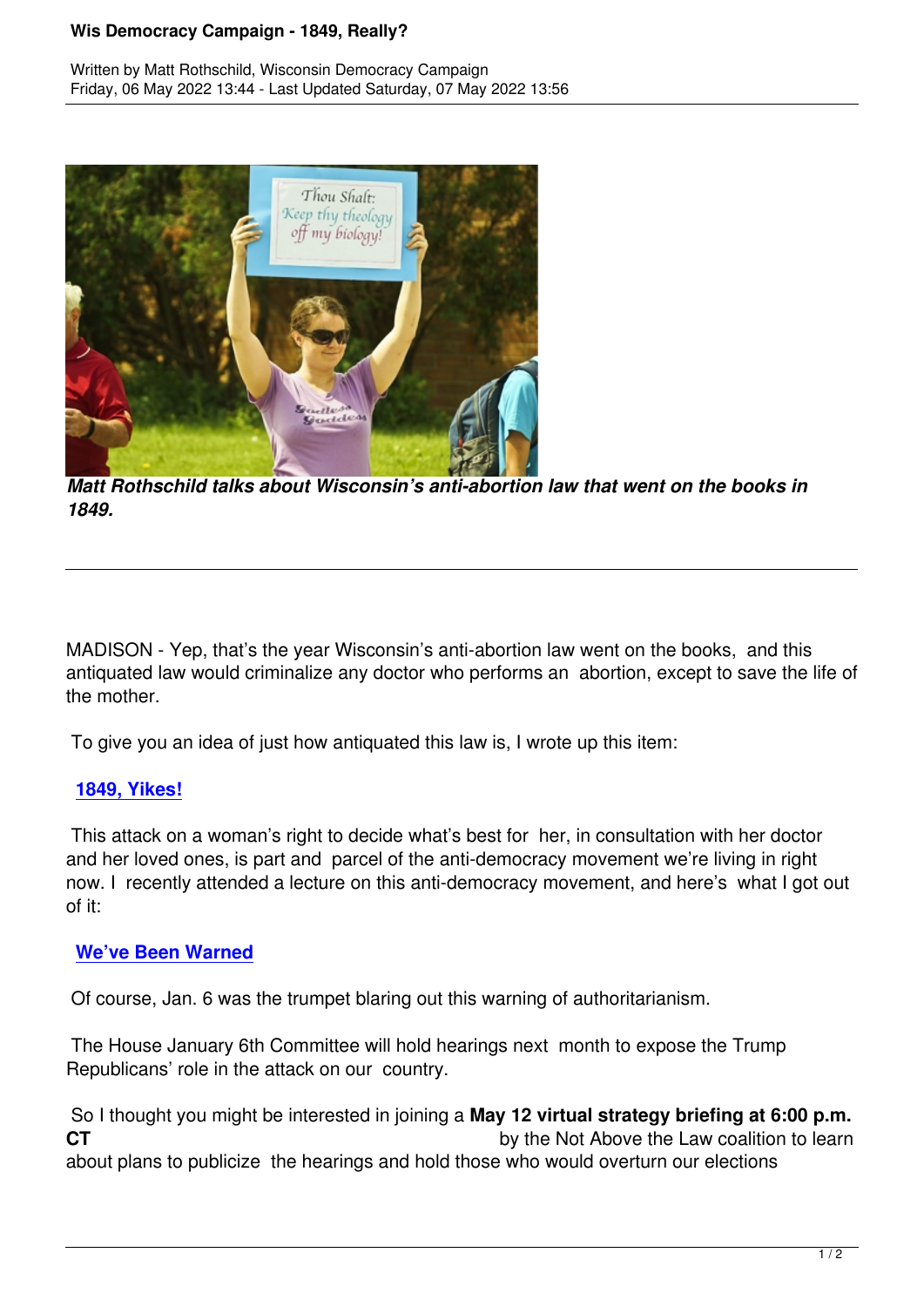*Matt Rothschild talks about Wisconsin's anti-abortion law that went on the books in 1849.*

MADISON - Yep, that's the year Wisconsin's anti-abortion law went on the books, and this antiquated law would criminalize any doctor who performs an abortion, except to save the life of the mother.

To give you an idea of just how antiquated this law is, I wrote up this item:

**1849, Yikes!**

This attack on a woman's right to decide what's best for her, in consultation with her doctor and her loved ones, is part and parcel of the anti-democracy movement we're living in right now. I recently attended a lecture on this anti-democracy movement, and here's what I got out of it:

**We've Been Warned**

Of course, Jan. 6 was the trumpet blaring out this warning of authoritarianism.

The House January 6th Committee will hold hearings next month to expose the Trump Republicans' role in the attack on our country.

So I thought you might be interested in joining a **May 12 virtual strategy briefing at 6:00 p.m. CT** by the Not Above the Law coalition to learn about plans to publicize the hearings and hold those who would overturn our elections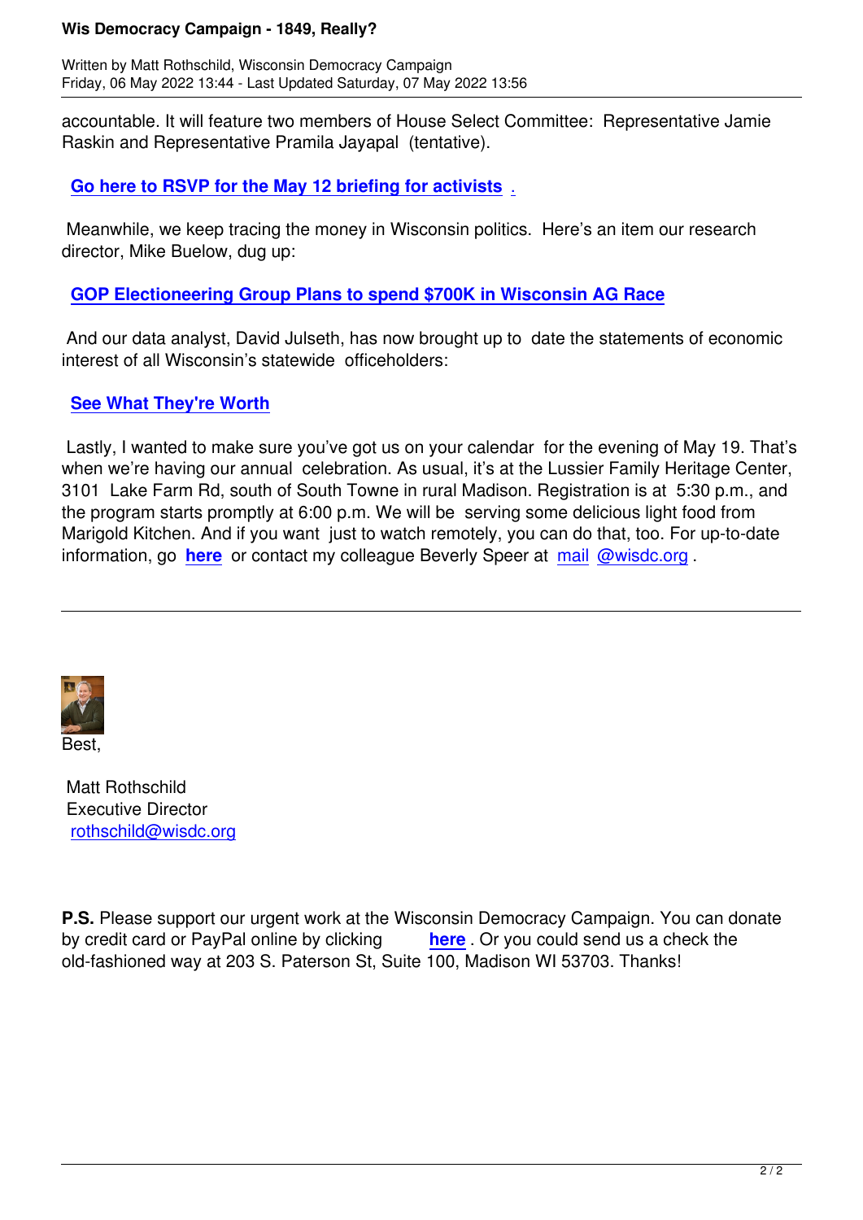accountable. It will feature two members of House Select Committee: Representative Jamie Raskin and Representative Pramila Jayapal (tentative).

**Go here to RSVP for the May 12 briefing for activists** .

Meanwhile, we keep tracing the money in Wisconsin politics. Here's an item our research director, Mike Buelow, dug up:

**GOP Electioneering Group Plans to spend $700K in Wisconsin AG Race**

And our data analyst, David Julseth, has now brought up to date the statements of economic interest of all Wisconsin's statewide officeholders:

**See What They're Worth**

Lastly, I wanted to make sure you've got us on your calendar for the evening of May 19. That's when we're having our annual celebration. As usual, it's at the Lussier Family Heritage Center, 3101 Lake Farm Rd, south of South Towne in rural Madison. Registration is at 5:30 p.m., and the program starts promptly at 6:00 p.m. We will be serving some delicious light food from Marigold Kitchen. And if you want just to watch remotely, you can do that, too. For up-to-date information, go **here** or contact my colleague Beverly Speer at mail @wisdc.org .

---

Best,

Matt Rothschild
Executive Director
rothschild@wisdc.org

**P.S.** Please support our urgent work at the Wisconsin Democracy Campaign. You can donate by credit card or PayPal online by clicking **here** . Or you could send us a check the old-fashioned way at 203 S. Paterson St, Suite 100, Madison WI 53703. Thanks!